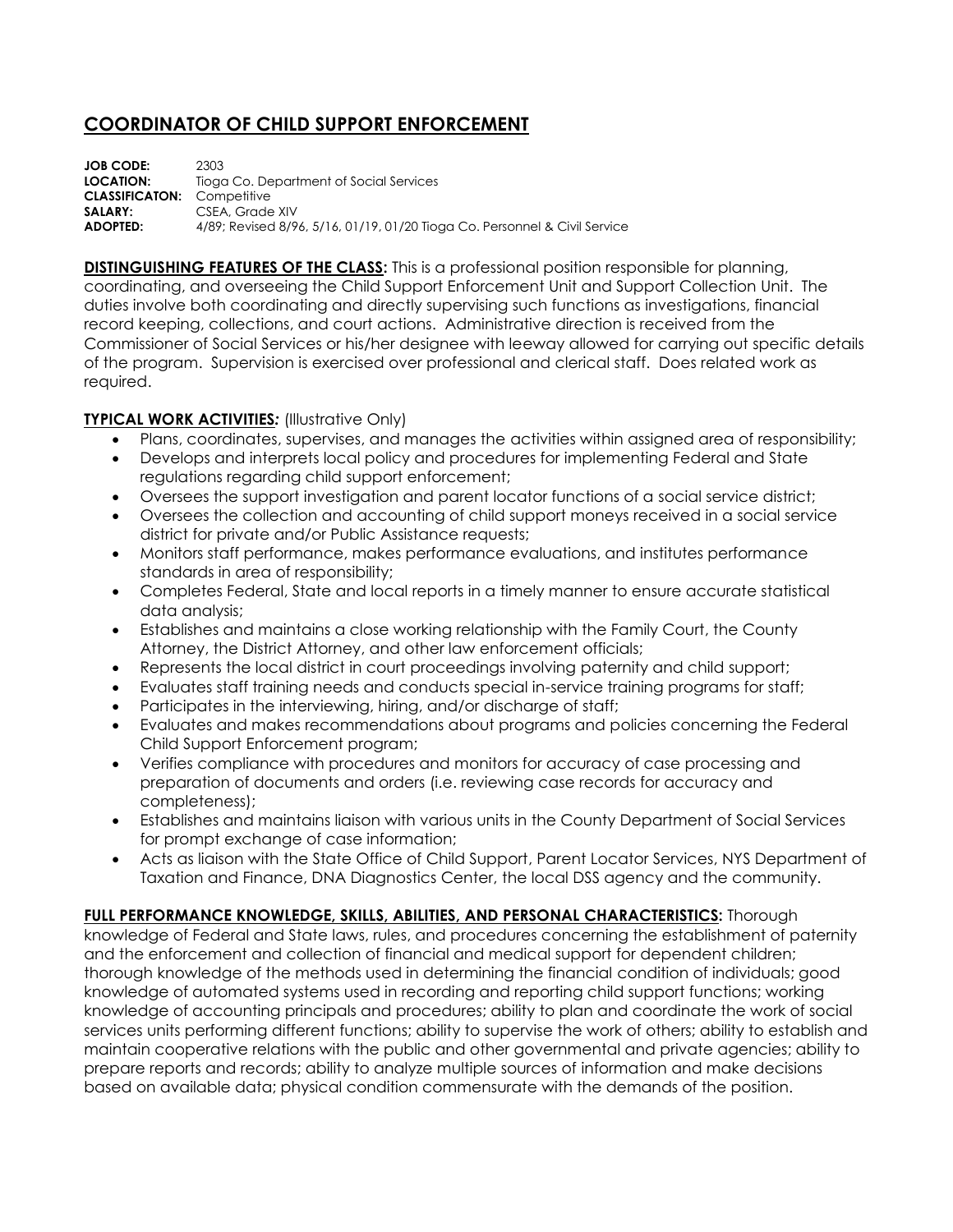# COORDINATOR OF CHILD SUPPORT ENFORCEMENT

**JOB CODE:** 2303
**LOCATION:** Tioga Co. Department of Social Services
**CLASSIFICATON:** Competitive
**SALARY:** CSEA, Grade XIV
**ADOPTED:** 4/89; Revised 8/96, 5/16, 01/19, 01/20 Tioga Co. Personnel & Civil Service

**DISTINGUISHING FEATURES OF THE CLASS:** This is a professional position responsible for planning, coordinating, and overseeing the Child Support Enforcement Unit and Support Collection Unit. The duties involve both coordinating and directly supervising such functions as investigations, financial record keeping, collections, and court actions. Administrative direction is received from the Commissioner of Social Services or his/her designee with leeway allowed for carrying out specific details of the program. Supervision is exercised over professional and clerical staff. Does related work as required.

**TYPICAL WORK ACTIVITIES:** (Illustrative Only)

- Plans, coordinates, supervises, and manages the activities within assigned area of responsibility;
- Develops and interprets local policy and procedures for implementing Federal and State regulations regarding child support enforcement;
- Oversees the support investigation and parent locator functions of a social service district;
- Oversees the collection and accounting of child support moneys received in a social service district for private and/or Public Assistance requests;
- Monitors staff performance, makes performance evaluations, and institutes performance standards in area of responsibility;
- Completes Federal, State and local reports in a timely manner to ensure accurate statistical data analysis;
- Establishes and maintains a close working relationship with the Family Court, the County Attorney, the District Attorney, and other law enforcement officials;
- Represents the local district in court proceedings involving paternity and child support;
- Evaluates staff training needs and conducts special in-service training programs for staff;
- Participates in the interviewing, hiring, and/or discharge of staff;
- Evaluates and makes recommendations about programs and policies concerning the Federal Child Support Enforcement program;
- Verifies compliance with procedures and monitors for accuracy of case processing and preparation of documents and orders (i.e. reviewing case records for accuracy and completeness);
- Establishes and maintains liaison with various units in the County Department of Social Services for prompt exchange of case information;
- Acts as liaison with the State Office of Child Support, Parent Locator Services, NYS Department of Taxation and Finance, DNA Diagnostics Center, the local DSS agency and the community.

**FULL PERFORMANCE KNOWLEDGE, SKILLS, ABILITIES, AND PERSONAL CHARACTERISTICS:** Thorough knowledge of Federal and State laws, rules, and procedures concerning the establishment of paternity and the enforcement and collection of financial and medical support for dependent children; thorough knowledge of the methods used in determining the financial condition of individuals; good knowledge of automated systems used in recording and reporting child support functions; working knowledge of accounting principals and procedures; ability to plan and coordinate the work of social services units performing different functions; ability to supervise the work of others; ability to establish and maintain cooperative relations with the public and other governmental and private agencies; ability to prepare reports and records; ability to analyze multiple sources of information and make decisions based on available data; physical condition commensurate with the demands of the position.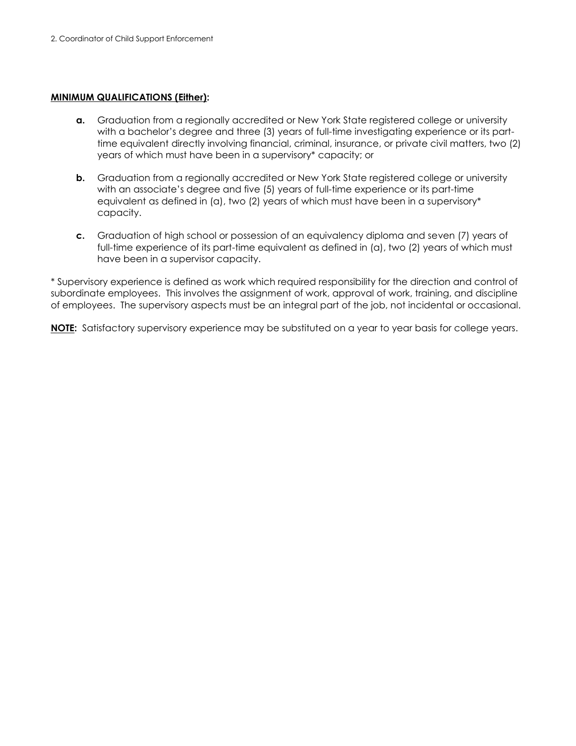**MINIMUM QUALIFICATIONS (Either):**

- **a.** Graduation from a regionally accredited or New York State registered college or university with a bachelor's degree and three (3) years of full-time investigating experience or its part-time equivalent directly involving financial, criminal, insurance, or private civil matters, two (2) years of which must have been in a supervisory* capacity; or

- **b.** Graduation from a regionally accredited or New York State registered college or university with an associate's degree and five (5) years of full-time experience or its part-time equivalent as defined in (a), two (2) years of which must have been in a supervisory* capacity.

- **c.** Graduation of high school or possession of an equivalency diploma and seven (7) years of full-time experience of its part-time equivalent as defined in (a), two (2) years of which must have been in a supervisor capacity.

* Supervisory experience is defined as work which required responsibility for the direction and control of subordinate employees. This involves the assignment of work, approval of work, training, and discipline of employees. The supervisory aspects must be an integral part of the job, not incidental or occasional.

**NOTE:** Satisfactory supervisory experience may be substituted on a year to year basis for college years.